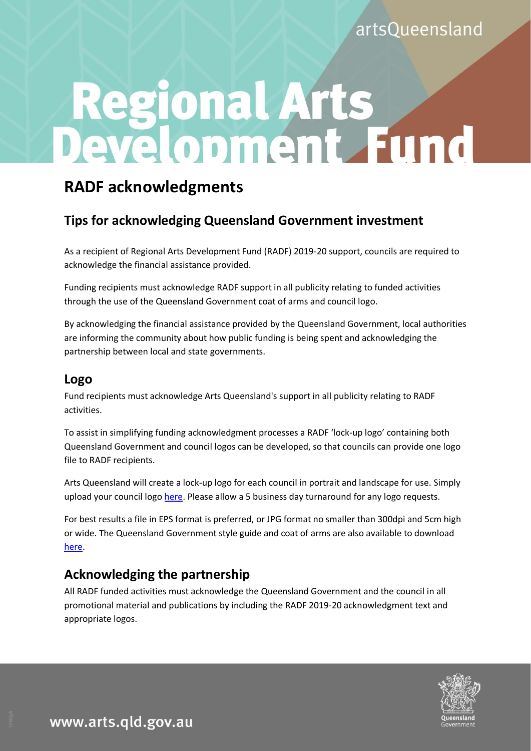artsQueensland

# Regional Arts Development Fund

## RADF acknowledgments

### Tips for acknowledging Queensland Government investment

As a recipient of Regional Arts Development Fund (RADF) 2019-20 support, councils are required to acknowledge the financial assistance provided.

Funding recipients must acknowledge RADF support in all publicity relating to funded activities through the use of the Queensland Government coat of arms and council logo.

By acknowledging the financial assistance provided by the Queensland Government, local authorities are informing the community about how public funding is being spent and acknowledging the partnership between local and state governments.

### Logo

Fund recipients must acknowledge Arts Queensland's support in all publicity relating to RADF activities.

To assist in simplifying funding acknowledgment processes a RADF 'lock-up logo' containing both Queensland Government and council logos can be developed, so that councils can provide one logo file to RADF recipients.

Arts Queensland will create a lock-up logo for each council in portrait and landscape for use. Simply upload your council logo here. Please allow a 5 business day turnaround for any logo requests.

For best results a file in EPS format is preferred, or JPG format no smaller than 300dpi and 5cm high or wide. The Queensland Government style guide and coat of arms are also available to download here.

### Acknowledging the partnership

All RADF funded activities must acknowledge the Queensland Government and the council in all promotional material and publications by including the RADF 2019-20 acknowledgment text and appropriate logos.

www.arts.qld.gov.au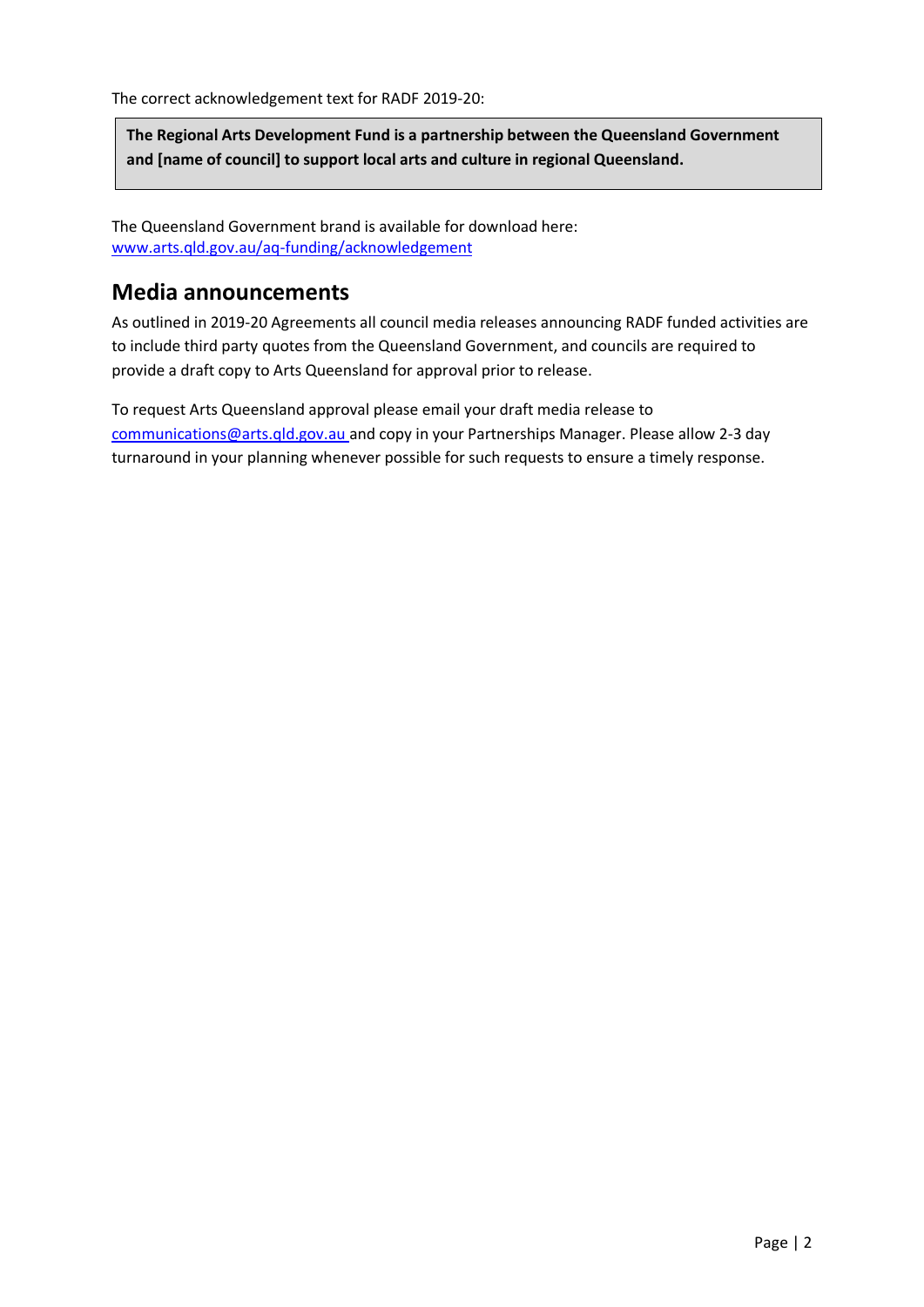The correct acknowledgement text for RADF 2019-20:

**The Regional Arts Development Fund is a partnership between the Queensland Government and [name of council] to support local arts and culture in regional Queensland.**

The Queensland Government brand is available for download here:
[www.arts.qld.gov.au/aq-funding/acknowledgement](www.arts.qld.gov.au/aq-funding/acknowledgement)

## Media announcements

As outlined in 2019-20 Agreements all council media releases announcing RADF funded activities are to include third party quotes from the Queensland Government, and councils are required to provide a draft copy to Arts Queensland for approval prior to release.

To request Arts Queensland approval please email your draft media release to communications@arts.qld.gov.au and copy in your Partnerships Manager. Please allow 2-3 day turnaround in your planning whenever possible for such requests to ensure a timely response.